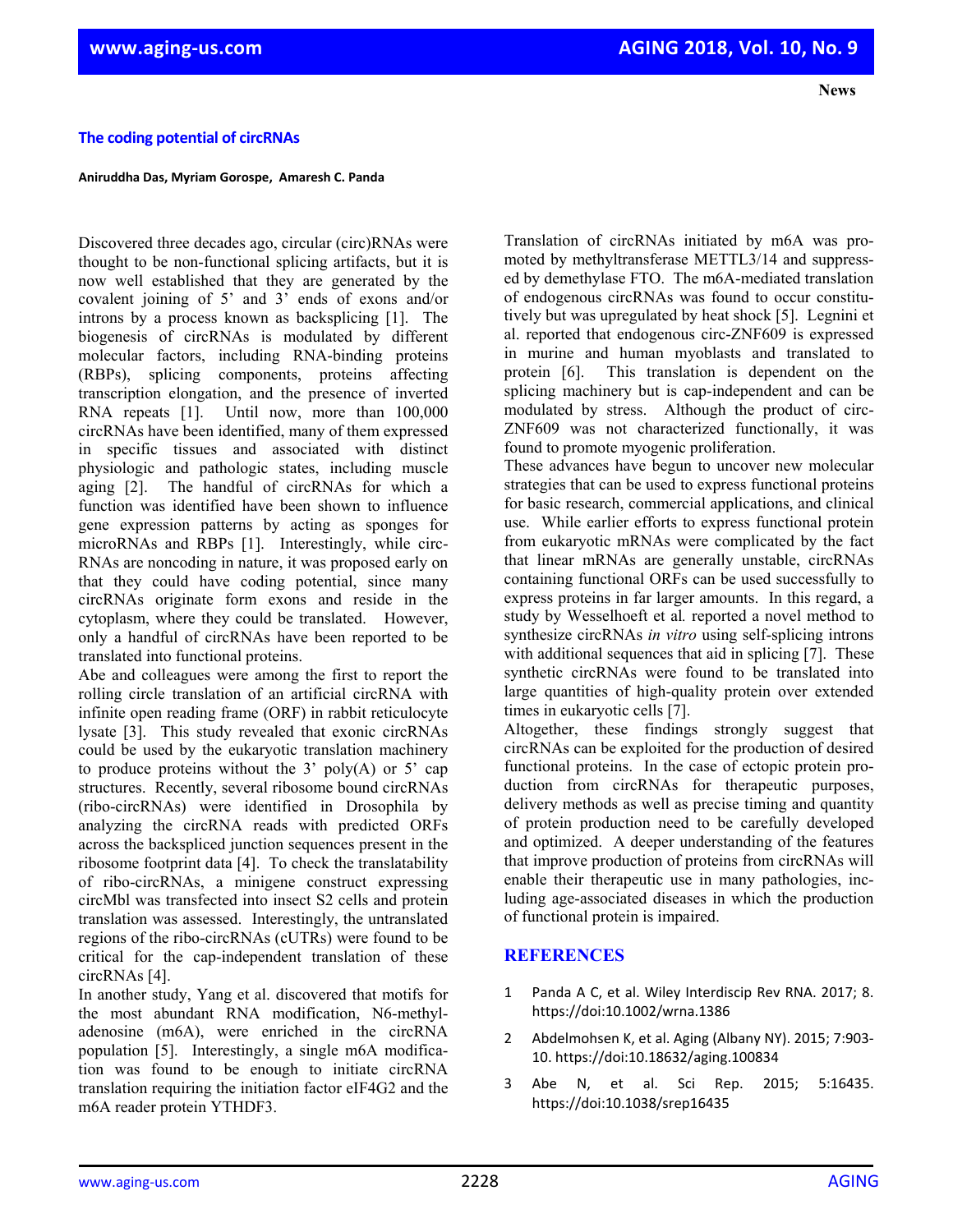**News**

# The coding potential of circRNAs

**Aniruddha Das, Myriam Gorospe, Amaresh C. Panda**

Discovered three decades ago, circular (circ)RNAs were thought to be non-functional splicing artifacts, but it is now well established that they are generated by the covalent joining of 5' and 3' ends of exons and/or introns by a process known as backsplicing [1]. The biogenesis of circRNAs is modulated by different molecular factors, including RNA-binding proteins (RBPs), splicing components, proteins affecting transcription elongation, and the presence of inverted RNA repeats [1]. Until now, more than 100,000 circRNAs have been identified, many of them expressed in specific tissues and associated with distinct physiologic and pathologic states, including muscle aging [2]. The handful of circRNAs for which a function was identified have been shown to influence gene expression patterns by acting as sponges for microRNAs and RBPs [1]. Interestingly, while circRNAs are noncoding in nature, it was proposed early on that they could have coding potential, since many circRNAs originate form exons and reside in the cytoplasm, where they could be translated. However, only a handful of circRNAs have been reported to be translated into functional proteins.

Abe and colleagues were among the first to report the rolling circle translation of an artificial circRNA with infinite open reading frame (ORF) in rabbit reticulocyte lysate [3]. This study revealed that exonic circRNAs could be used by the eukaryotic translation machinery to produce proteins without the 3' poly(A) or 5' cap structures. Recently, several ribosome bound circRNAs (ribo-circRNAs) were identified in Drosophila by analyzing the circRNA reads with predicted ORFs across the backspliced junction sequences present in the ribosome footprint data [4]. To check the translatability of ribo-circRNAs, a minigene construct expressing circMbl was transfected into insect S2 cells and protein translation was assessed. Interestingly, the untranslated regions of the ribo-circRNAs (cUTRs) were found to be critical for the cap-independent translation of these circRNAs [4].

In another study, Yang et al. discovered that motifs for the most abundant RNA modification, N6-methyladenosine (m6A), were enriched in the circRNA population [5]. Interestingly, a single m6A modification was found to be enough to initiate circRNA translation requiring the initiation factor eIF4G2 and the m6A reader protein YTHDF3. Translation of circRNAs initiated by m6A was promoted by methyltransferase METTL3/14 and suppressed by demethylase FTO. The m6A-mediated translation of endogenous circRNAs was found to occur constitutively but was upregulated by heat shock [5]. Legnini et al. reported that endogenous circ-ZNF609 is expressed in murine and human myoblasts and translated to protein [6]. This translation is dependent on the splicing machinery but is cap-independent and can be modulated by stress. Although the product of circ-ZNF609 was not characterized functionally, it was found to promote myogenic proliferation.

These advances have begun to uncover new molecular strategies that can be used to express functional proteins for basic research, commercial applications, and clinical use. While earlier efforts to express functional protein from eukaryotic mRNAs were complicated by the fact that linear mRNAs are generally unstable, circRNAs containing functional ORFs can be used successfully to express proteins in far larger amounts. In this regard, a study by Wesselhoeft et al*.* reported a novel method to synthesize circRNAs *in vitro* using self-splicing introns with additional sequences that aid in splicing [7]. These synthetic circRNAs were found to be translated into large quantities of high-quality protein over extended times in eukaryotic cells [7].

Altogether, these findings strongly suggest that circRNAs can be exploited for the production of desired functional proteins. In the case of ectopic protein production from circRNAs for therapeutic purposes, delivery methods as well as precise timing and quantity of protein production need to be carefully developed and optimized. A deeper understanding of the features that improve production of proteins from circRNAs will enable their therapeutic use in many pathologies, including age-associated diseases in which the production of functional protein is impaired.

## REFERENCES

1. Panda A C, et al. Wiley Interdiscip Rev RNA. 2017; 8. https://doi:10.1002/wrna.1386
2. Abdelmohsen K, et al. Aging (Albany NY). 2015; 7:903-10. https://doi:10.18632/aging.100834
3. Abe N, et al. Sci Rep. 2015; 5:16435. https://doi:10.1038/srep16435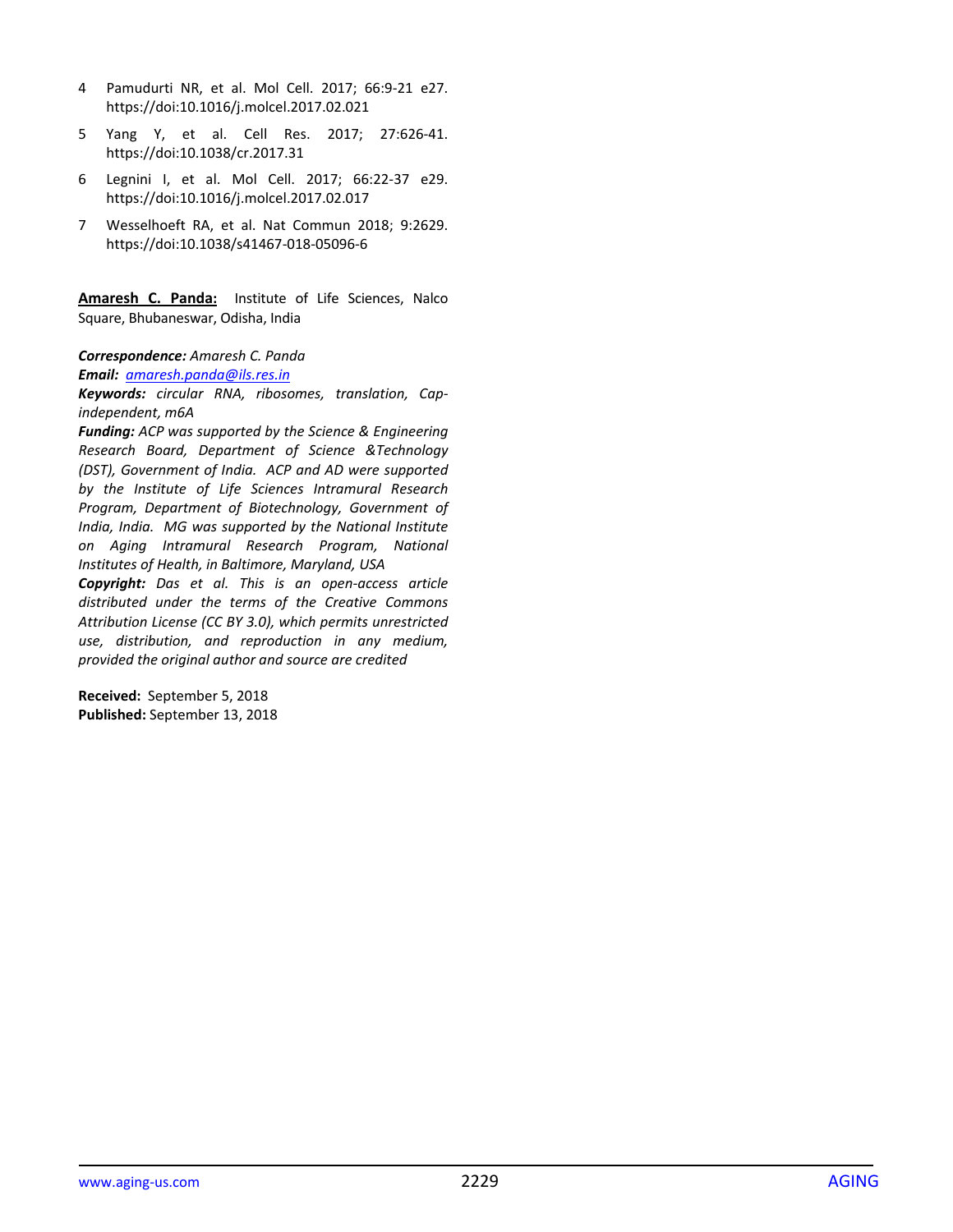4. Pamudurti NR, et al. Mol Cell. 2017; 66:9-21 e27. https://doi:10.1016/j.molcel.2017.02.021

5. Yang Y, et al. Cell Res. 2017; 27:626-41. https://doi:10.1038/cr.2017.31

6. Legnini I, et al. Mol Cell. 2017; 66:22-37 e29. https://doi:10.1016/j.molcel.2017.02.017

7. Wesselhoeft RA, et al. Nat Commun 2018; 9:2629. https://doi:10.1038/s41467-018-05096-6

**Amaresh C. Panda:** Institute of Life Sciences, Nalco Square, Bhubaneswar, Odisha, India

***Correspondence:*** *Amaresh C. Panda*
***Email:*** *amaresh.panda@ils.res.in*
***Keywords:*** *circular RNA, ribosomes, translation, Cap-independent, m6A*
***Funding:*** *ACP was supported by the Science & Engineering Research Board, Department of Science &Technology (DST), Government of India. ACP and AD were supported by the Institute of Life Sciences Intramural Research Program, Department of Biotechnology, Government of India, India. MG was supported by the National Institute on Aging Intramural Research Program, National Institutes of Health, in Baltimore, Maryland, USA*
***Copyright:*** *Das et al. This is an open-access article distributed under the terms of the Creative Commons Attribution License (CC BY 3.0), which permits unrestricted use, distribution, and reproduction in any medium, provided the original author and source are credited*

**Received:** September 5, 2018
**Published:** September 13, 2018